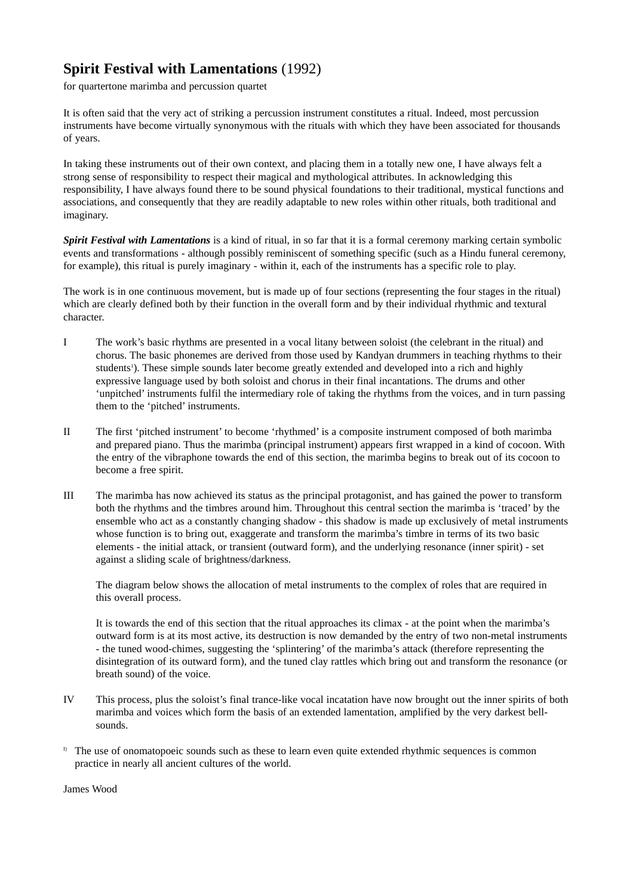# **Spirit Festival with Lamentations** (1992)

for quartertone marimba and percussion quartet

It is often said that the very act of striking a percussion instrument constitutes a ritual. Indeed, most percussion instruments have become virtually synonymous with the rituals with which they have been associated for thousands of years.

In taking these instruments out of their own context, and placing them in a totally new one, I have always felt a strong sense of responsibility to respect their magical and mythological attributes. In acknowledging this responsibility, I have always found there to be sound physical foundations to their traditional, mystical functions and associations, and consequently that they are readily adaptable to new roles within other rituals, both traditional and imaginary.

***Spirit Festival with Lamentations*** is a kind of ritual, in so far that it is a formal ceremony marking certain symbolic events and transformations - although possibly reminiscent of something specific (such as a Hindu funeral ceremony, for example), this ritual is purely imaginary - within it, each of the instruments has a specific role to play.

The work is in one continuous movement, but is made up of four sections (representing the four stages in the ritual) which are clearly defined both by their function in the overall form and by their individual rhythmic and textural character.

I The work's basic rhythms are presented in a vocal litany between soloist (the celebrant in the ritual) and chorus. The basic phonemes are derived from those used by Kandyan drummers in teaching rhythms to their students[1]). These simple sounds later become greatly extended and developed into a rich and highly expressive language used by both soloist and chorus in their final incantations. The drums and other 'unpitched' instruments fulfil the intermediary role of taking the rhythms from the voices, and in turn passing them to the 'pitched' instruments.

II The first 'pitched instrument' to become 'rhythmed' is a composite instrument composed of both marimba and prepared piano. Thus the marimba (principal instrument) appears first wrapped in a kind of cocoon. With the entry of the vibraphone towards the end of this section, the marimba begins to break out of its cocoon to become a free spirit.

III The marimba has now achieved its status as the principal protagonist, and has gained the power to transform both the rhythms and the timbres around him. Throughout this central section the marimba is 'traced' by the ensemble who act as a constantly changing shadow - this shadow is made up exclusively of metal instruments whose function is to bring out, exaggerate and transform the marimba's timbre in terms of its two basic elements - the initial attack, or transient (outward form), and the underlying resonance (inner spirit) - set against a sliding scale of brightness/darkness.

The diagram below shows the allocation of metal instruments to the complex of roles that are required in this overall process.

It is towards the end of this section that the ritual approaches its climax - at the point when the marimba's outward form is at its most active, its destruction is now demanded by the entry of two non-metal instruments - the tuned wood-chimes, suggesting the 'splintering' of the marimba's attack (therefore representing the disintegration of its outward form), and the tuned clay rattles which bring out and transform the resonance (or breath sound) of the voice.

IV This process, plus the soloist's final trance-like vocal incatation have now brought out the inner spirits of both marimba and voices which form the basis of an extended lamentation, amplified by the very darkest bell-sounds.

[1]) The use of onomatopoeic sounds such as these to learn even quite extended rhythmic sequences is common practice in nearly all ancient cultures of the world.

James Wood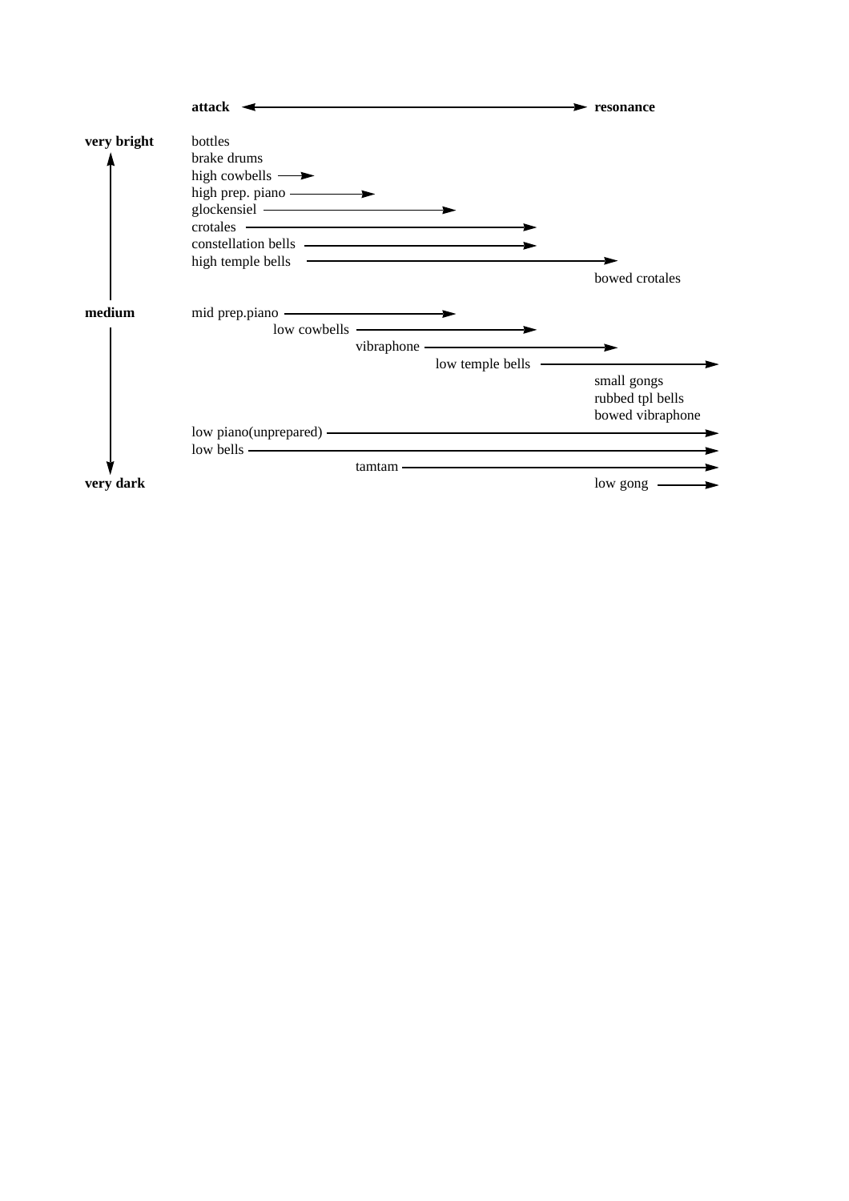**attack** ⟷ **resonance**

**very bright**

bottles
brake drums
high cowbells →
high prep. piano →
glockensiel →
crotales →
constellation bells →
high temple bells →
bowed crotales

**medium**

mid prep.piano →
low cowbells →
vibraphone →
low temple bells →
small gongs
rubbed tpl bells
bowed vibraphone

low piano(unprepared) →
low bells →
tamtam →
low gong →

**very dark**